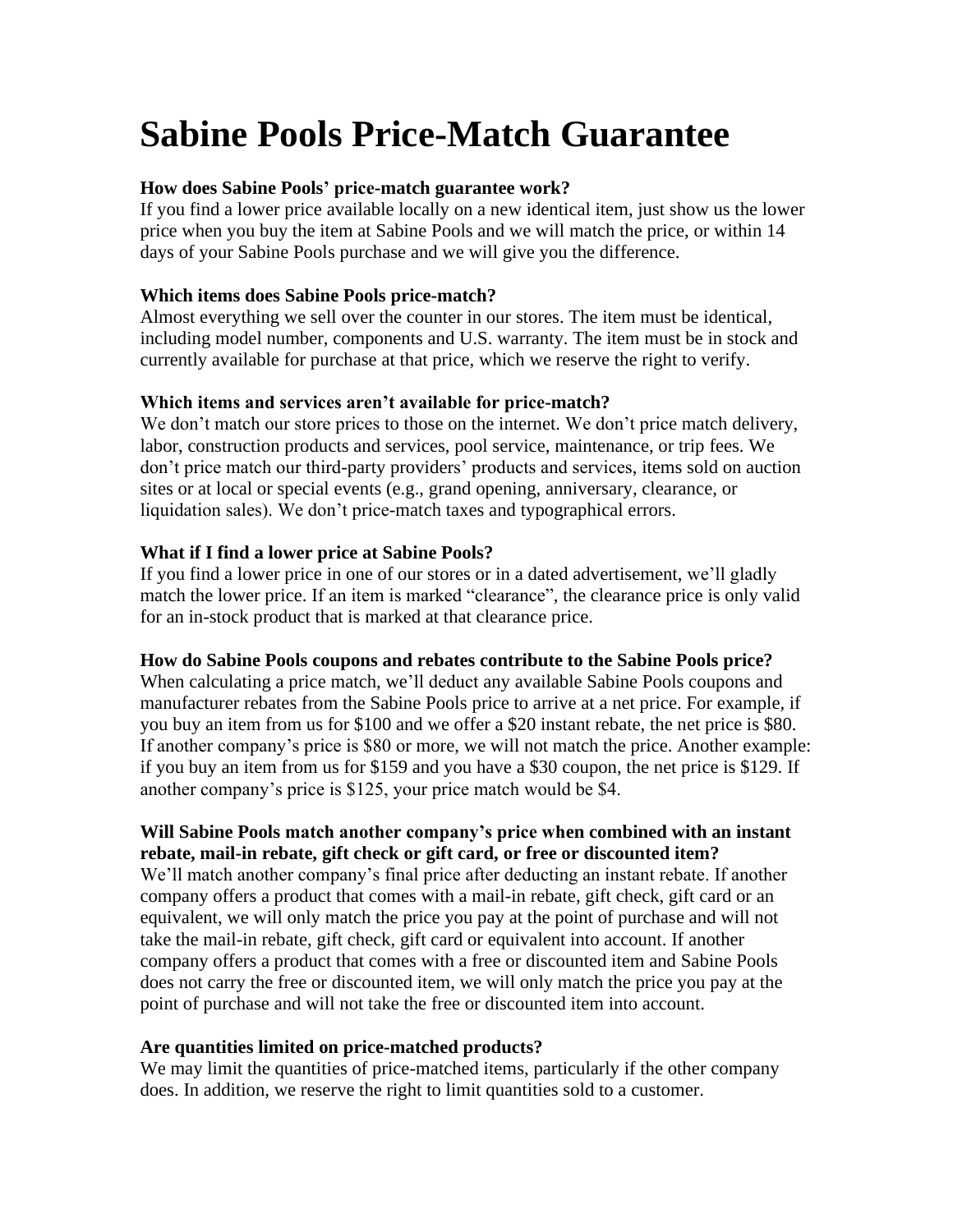# Sabine Pools Price-Match Guarantee

**How does Sabine Pools' price-match guarantee work?**

If you find a lower price available locally on a new identical item, just show us the lower price when you buy the item at Sabine Pools and we will match the price, or within 14 days of your Sabine Pools purchase and we will give you the difference.

**Which items does Sabine Pools price-match?**

Almost everything we sell over the counter in our stores. The item must be identical, including model number, components and U.S. warranty. The item must be in stock and currently available for purchase at that price, which we reserve the right to verify.

**Which items and services aren't available for price-match?**

We don't match our store prices to those on the internet. We don't price match delivery, labor, construction products and services, pool service, maintenance, or trip fees. We don't price match our third-party providers' products and services, items sold on auction sites or at local or special events (e.g., grand opening, anniversary, clearance, or liquidation sales). We don't price-match taxes and typographical errors.

**What if I find a lower price at Sabine Pools?**

If you find a lower price in one of our stores or in a dated advertisement, we'll gladly match the lower price. If an item is marked "clearance", the clearance price is only valid for an in-stock product that is marked at that clearance price.

**How do Sabine Pools coupons and rebates contribute to the Sabine Pools price?**

When calculating a price match, we'll deduct any available Sabine Pools coupons and manufacturer rebates from the Sabine Pools price to arrive at a net price. For example, if you buy an item from us for $100 and we offer a $20 instant rebate, the net price is $80. If another company's price is $80 or more, we will not match the price. Another example: if you buy an item from us for $159 and you have a $30 coupon, the net price is $129. If another company's price is $125, your price match would be $4.

**Will Sabine Pools match another company's price when combined with an instant rebate, mail-in rebate, gift check or gift card, or free or discounted item?**

We'll match another company's final price after deducting an instant rebate. If another company offers a product that comes with a mail-in rebate, gift check, gift card or an equivalent, we will only match the price you pay at the point of purchase and will not take the mail-in rebate, gift check, gift card or equivalent into account. If another company offers a product that comes with a free or discounted item and Sabine Pools does not carry the free or discounted item, we will only match the price you pay at the point of purchase and will not take the free or discounted item into account.

**Are quantities limited on price-matched products?**

We may limit the quantities of price-matched items, particularly if the other company does. In addition, we reserve the right to limit quantities sold to a customer.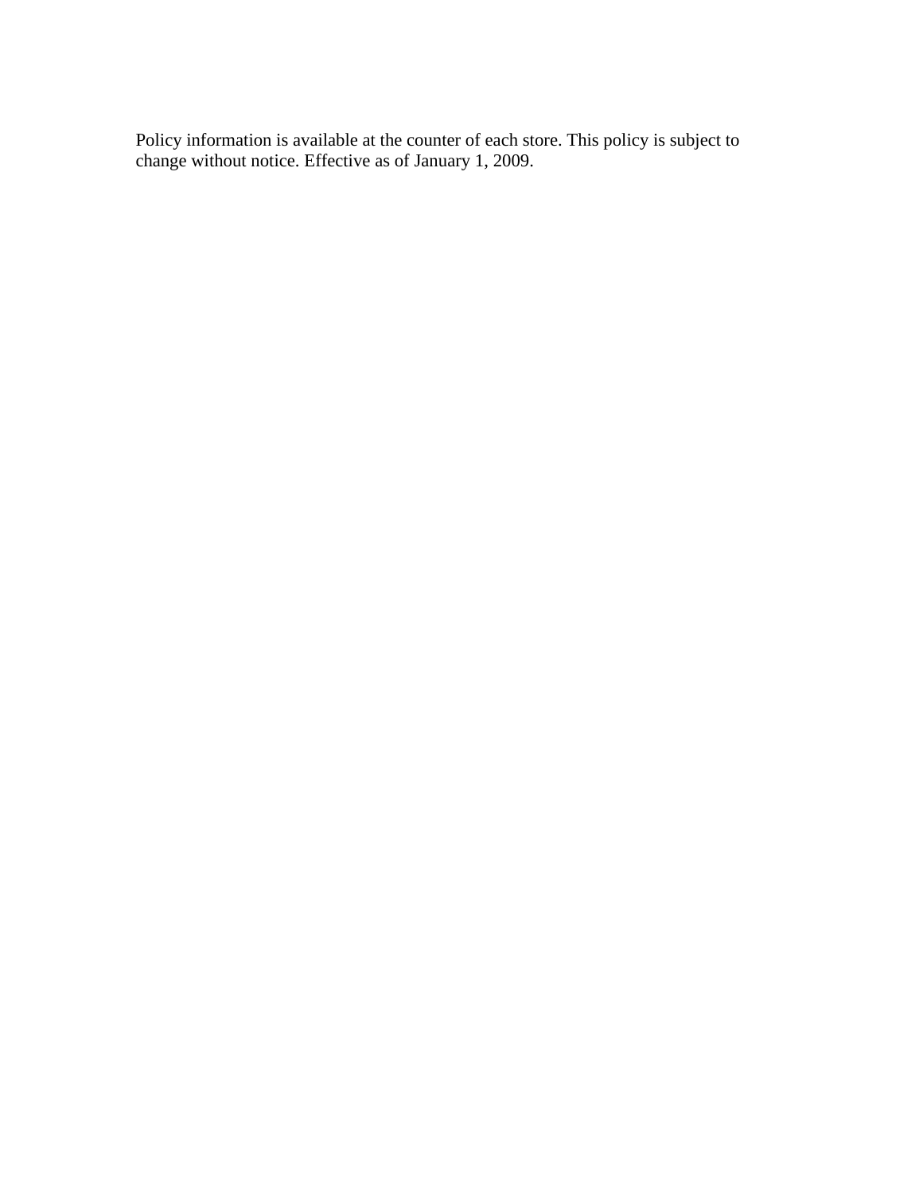Policy information is available at the counter of each store. This policy is subject to change without notice. Effective as of January 1, 2009.